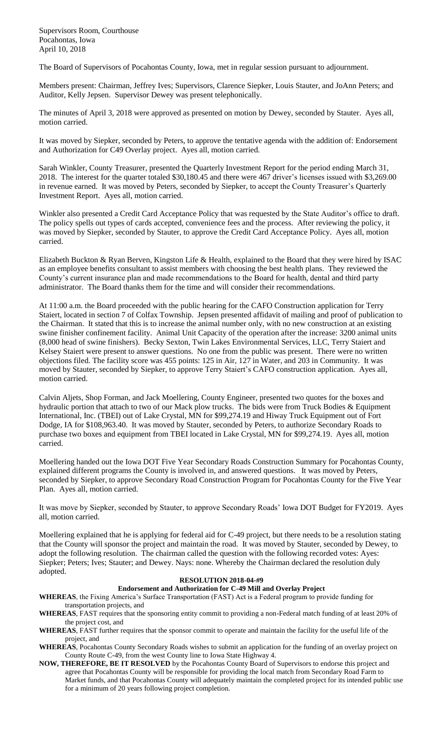Supervisors Room, Courthouse
Pocahontas, Iowa
April 10, 2018

The Board of Supervisors of Pocahontas County, Iowa, met in regular session pursuant to adjournment.

Members present: Chairman, Jeffrey Ives; Supervisors, Clarence Siepker, Louis Stauter, and JoAnn Peters; and Auditor, Kelly Jepsen. Supervisor Dewey was present telephonically.

The minutes of April 3, 2018 were approved as presented on motion by Dewey, seconded by Stauter. Ayes all, motion carried.

It was moved by Siepker, seconded by Peters, to approve the tentative agenda with the addition of: Endorsement and Authorization for C49 Overlay project. Ayes all, motion carried.

Sarah Winkler, County Treasurer, presented the Quarterly Investment Report for the period ending March 31, 2018. The interest for the quarter totaled $30,180.45 and there were 467 driver's licenses issued with $3,269.00 in revenue earned. It was moved by Peters, seconded by Siepker, to accept the County Treasurer's Quarterly Investment Report. Ayes all, motion carried.

Winkler also presented a Credit Card Acceptance Policy that was requested by the State Auditor's office to draft. The policy spells out types of cards accepted, convenience fees and the process. After reviewing the policy, it was moved by Siepker, seconded by Stauter, to approve the Credit Card Acceptance Policy. Ayes all, motion carried.

Elizabeth Buckton & Ryan Berven, Kingston Life & Health, explained to the Board that they were hired by ISAC as an employee benefits consultant to assist members with choosing the best health plans. They reviewed the County's current insurance plan and made recommendations to the Board for health, dental and third party administrator. The Board thanks them for the time and will consider their recommendations.

At 11:00 a.m. the Board proceeded with the public hearing for the CAFO Construction application for Terry Staiert, located in section 7 of Colfax Township. Jepsen presented affidavit of mailing and proof of publication to the Chairman. It stated that this is to increase the animal number only, with no new construction at an existing swine finisher confinement facility. Animal Unit Capacity of the operation after the increase: 3200 animal units (8,000 head of swine finishers). Becky Sexton, Twin Lakes Environmental Services, LLC, Terry Staiert and Kelsey Staiert were present to answer questions. No one from the public was present. There were no written objections filed. The facility score was 455 points: 125 in Air, 127 in Water, and 203 in Community. It was moved by Stauter, seconded by Siepker, to approve Terry Staiert's CAFO construction application. Ayes all, motion carried.

Calvin Aljets, Shop Forman, and Jack Moellering, County Engineer, presented two quotes for the boxes and hydraulic portion that attach to two of our Mack plow trucks. The bids were from Truck Bodies & Equipment International, Inc. (TBEI) out of Lake Crystal, MN for $99,274.19 and Hiway Truck Equipment out of Fort Dodge, IA for $108,963.40. It was moved by Stauter, seconded by Peters, to authorize Secondary Roads to purchase two boxes and equipment from TBEI located in Lake Crystal, MN for $99,274.19. Ayes all, motion carried.

Moellering handed out the Iowa DOT Five Year Secondary Roads Construction Summary for Pocahontas County, explained different programs the County is involved in, and answered questions. It was moved by Peters, seconded by Siepker, to approve Secondary Road Construction Program for Pocahontas County for the Five Year Plan. Ayes all, motion carried.

It was move by Siepker, seconded by Stauter, to approve Secondary Roads' Iowa DOT Budget for FY2019. Ayes all, motion carried.

Moellering explained that he is applying for federal aid for C-49 project, but there needs to be a resolution stating that the County will sponsor the project and maintain the road. It was moved by Stauter, seconded by Dewey, to adopt the following resolution. The chairman called the question with the following recorded votes: Ayes: Siepker; Peters; Ives; Stauter; and Dewey. Nays: none. Whereby the Chairman declared the resolution duly adopted.

**RESOLUTION 2018-04-#9**

**Endorsement and Authorization for C-49 Mill and Overlay Project**

**WHEREAS**, the Fixing America's Surface Transportation (FAST) Act is a Federal program to provide funding for transportation projects, and

**WHEREAS**, FAST requires that the sponsoring entity commit to providing a non-Federal match funding of at least 20% of the project cost, and

**WHEREAS**, FAST further requires that the sponsor commit to operate and maintain the facility for the useful life of the project, and

**WHEREAS**, Pocahontas County Secondary Roads wishes to submit an application for the funding of an overlay project on County Route C-49, from the west County line to Iowa State Highway 4.

**NOW, THEREFORE, BE IT RESOLVED** by the Pocahontas County Board of Supervisors to endorse this project and agree that Pocahontas County will be responsible for providing the local match from Secondary Road Farm to Market funds, and that Pocahontas County will adequately maintain the completed project for its intended public use for a minimum of 20 years following project completion.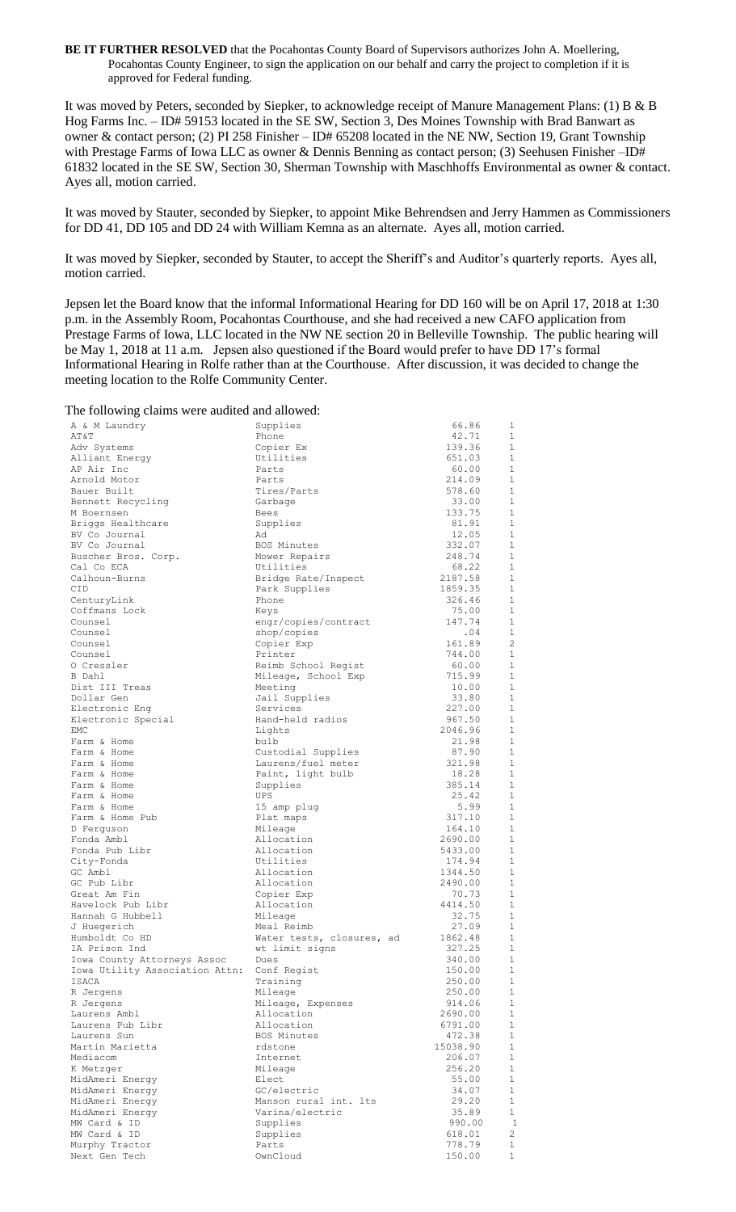**BE IT FURTHER RESOLVED** that the Pocahontas County Board of Supervisors authorizes John A. Moellering, Pocahontas County Engineer, to sign the application on our behalf and carry the project to completion if it is approved for Federal funding.

It was moved by Peters, seconded by Siepker, to acknowledge receipt of Manure Management Plans: (1) B & B Hog Farms Inc. – ID# 59153 located in the SE SW, Section 3, Des Moines Township with Brad Banwart as owner & contact person; (2) PI 258 Finisher – ID# 65208 located in the NE NW, Section 19, Grant Township with Prestage Farms of Iowa LLC as owner & Dennis Benning as contact person; (3) Seehusen Finisher –ID# 61832 located in the SE SW, Section 30, Sherman Township with Maschhoffs Environmental as owner & contact. Ayes all, motion carried.

It was moved by Stauter, seconded by Siepker, to appoint Mike Behrendsen and Jerry Hammen as Commissioners for DD 41, DD 105 and DD 24 with William Kemna as an alternate. Ayes all, motion carried.

It was moved by Siepker, seconded by Stauter, to accept the Sheriff's and Auditor's quarterly reports. Ayes all, motion carried.

Jepsen let the Board know that the informal Informational Hearing for DD 160 will be on April 17, 2018 at 1:30 p.m. in the Assembly Room, Pocahontas Courthouse, and she had received a new CAFO application from Prestage Farms of Iowa, LLC located in the NW NE section 20 in Belleville Township. The public hearing will be May 1, 2018 at 11 a.m. Jepsen also questioned if the Board would prefer to have DD 17's formal Informational Hearing in Rolfe rather than at the Courthouse. After discussion, it was decided to change the meeting location to the Rolfe Community Center.

The following claims were audited and allowed:

| | | | |
|---|---|---|---|
| A & M Laundry | Supplies | 66.86 | 1 |
| AT&T | Phone | 42.71 | 1 |
| Adv Systems | Copier Ex | 139.36 | 1 |
| Alliant Energy | Utilities | 651.03 | 1 |
| AP Air Inc | Parts | 60.00 | 1 |
| Arnold Motor | Parts | 214.09 | 1 |
| Bauer Built | Tires/Parts | 578.60 | 1 |
| Bennett Recycling | Garbage | 33.00 | 1 |
| M Boernsen | Bees | 133.75 | 1 |
| Briggs Healthcare | Supplies | 81.91 | 1 |
| BV Co Journal | Ad | 12.05 | 1 |
| BV Co Journal | BOS Minutes | 332.07 | 1 |
| Buscher Bros. Corp. | Mower Repairs | 248.74 | 1 |
| Cal Co ECA | Utilities | 68.22 | 1 |
| Calhoun-Burns | Bridge Rate/Inspect | 2187.58 | 1 |
| CID | Park Supplies | 1859.35 | 1 |
| CenturyLink | Phone | 326.46 | 1 |
| Coffmans Lock | Keys | 75.00 | 1 |
| Counsel | engr/copies/contract | 147.74 | 1 |
| Counsel | shop/copies | .04 | 1 |
| Counsel | Copier Exp | 161.89 | 2 |
| Counsel | Printer | 744.00 | 1 |
| O Cressler | Reimb School Regist | 60.00 | 1 |
| B Dahl | Mileage, School Exp | 715.99 | 1 |
| Dist III Treas | Meeting | 10.00 | 1 |
| Dollar Gen | Jail Supplies | 33.80 | 1 |
| Electronic Eng | Services | 227.00 | 1 |
| Electronic Special | Hand-held radios | 967.50 | 1 |
| EMC | Lights | 2046.96 | 1 |
| Farm & Home | bulb | 21.98 | 1 |
| Farm & Home | Custodial Supplies | 87.90 | 1 |
| Farm & Home | Laurens/fuel meter | 321.98 | 1 |
| Farm & Home | Paint, light bulb | 18.28 | 1 |
| Farm & Home | Supplies | 385.14 | 1 |
| Farm & Home | UPS | 25.42 | 1 |
| Farm & Home | 15 amp plug | 5.99 | 1 |
| Farm & Home Pub | Plat maps | 317.10 | 1 |
| D Ferguson | Mileage | 164.10 | 1 |
| Fonda Ambl | Allocation | 2690.00 | 1 |
| Fonda Pub Libr | Allocation | 5433.00 | 1 |
| City-Fonda | Utilities | 174.94 | 1 |
| GC Ambl | Allocation | 1344.50 | 1 |
| GC Pub Libr | Allocation | 2490.00 | 1 |
| Great Am Fin | Copier Exp | 70.73 | 1 |
| Havelock Pub Libr | Allocation | 4414.50 | 1 |
| Hannah G Hubbell | Mileage | 32.75 | 1 |
| J Huegerich | Meal Reimb | 27.09 | 1 |
| Humboldt Co HD | Water tests, closures, ad | 1862.48 | 1 |
| IA Prison Ind | wt limit signs | 327.25 | 1 |
| Iowa County Attorneys Assoc | Dues | 340.00 | 1 |
| Iowa Utility Association Attn: | Conf Regist | 150.00 | 1 |
| ISACA | Training | 250.00 | 1 |
| R Jergens | Mileage | 250.00 | 1 |
| R Jergens | Mileage, Expenses | 914.06 | 1 |
| Laurens Ambl | Allocation | 2690.00 | 1 |
| Laurens Pub Libr | Allocation | 6791.00 | 1 |
| Laurens Sun | BOS Minutes | 472.38 | 1 |
| Martin Marietta | rdstone | 15038.90 | 1 |
| Mediacom | Internet | 206.07 | 1 |
| K Metzger | Mileage | 256.20 | 1 |
| MidAmeri Energy | Elect | 55.00 | 1 |
| MidAmeri Energy | GC/electric | 34.07 | 1 |
| MidAmeri Energy | Manson rural int. lts | 29.20 | 1 |
| MidAmeri Energy | Varina/electric | 35.89 | 1 |
| MW Card & ID | Supplies | 990.00 | 1 |
| MW Card & ID | Supplies | 618.01 | 2 |
| Murphy Tractor | Parts | 778.79 | 1 |
| Next Gen Tech | OwnCloud | 150.00 | 1 |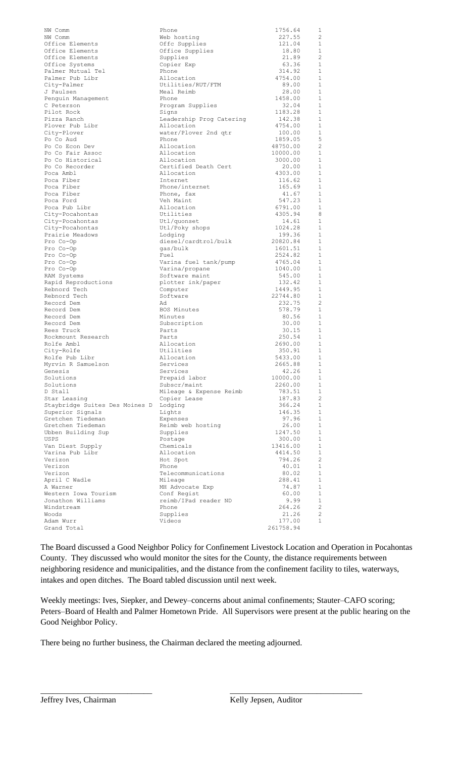| | | | |
|---|---|---|---|
| NW Comm | Phone | 1756.64 | 1 |
| NW Comm | Web hosting | 227.55 | 2 |
| Office Elements | Offc Supplies | 121.04 | 1 |
| Office Elements | Office Supplies | 18.80 | 1 |
| Office Elements | Supplies | 21.89 | 2 |
| Office Systems | Copier Exp | 63.36 | 1 |
| Palmer Mutual Tel | Phone | 314.92 | 1 |
| Palmer Pub Libr | Allocation | 4754.00 | 1 |
| City-Palmer | Utilities/RUT/FTM | 89.00 | 1 |
| J Paulsen | Meal Reimb | 28.00 | 1 |
| Penguin Management | Phone | 1458.00 | 1 |
| C Peterson | Program Supplies | 32.04 | 1 |
| Pilot Rock | Signs | 1183.28 | 1 |
| Pizza Ranch | Leadership Prog Catering | 142.38 | 1 |
| Plover Pub Libr | Allocation | 4754.00 | 1 |
| City-Plover | water/Plover 2nd qtr | 100.00 | 1 |
| Po Co Aud | Phone | 1859.05 | 5 |
| Po Co Econ Dev | Allocation | 48750.00 | 2 |
| Po Co Fair Assoc | Allocation | 10000.00 | 1 |
| Po Co Historical | Allocation | 3000.00 | 1 |
| Po Co Recorder | Certified Death Cert | 20.00 | 1 |
| Poca Ambl | Allocation | 4303.00 | 1 |
| Poca Fiber | Internet | 116.62 | 1 |
| Poca Fiber | Phone/internet | 165.69 | 1 |
| Poca Fiber | Phone, fax | 41.67 | 1 |
| Poca Ford | Veh Maint | 547.23 | 1 |
| Poca Pub Libr | Allocation | 6791.00 | 1 |
| City-Pocahontas | Utilities | 4305.94 | 8 |
| City-Pocahontas | Utl/quonset | 14.61 | 1 |
| City-Pocahontas | Utl/Poky shops | 1024.28 | 1 |
| Prairie Meadows | Lodging | 199.36 | 1 |
| Pro Co-Op | diesel/cardtrol/bulk | 20820.84 | 1 |
| Pro Co-Op | gas/bulk | 1601.51 | 1 |
| Pro Co-Op | Fuel | 2524.82 | 1 |
| Pro Co-Op | Varina fuel tank/pump | 4765.04 | 1 |
| Pro Co-Op | Varina/propane | 1040.00 | 1 |
| RAM Systems | Software maint | 545.00 | 1 |
| Rapid Reproductions | plotter ink/paper | 132.42 | 1 |
| Rebnord Tech | Computer | 1449.95 | 1 |
| Rebnord Tech | Software | 22744.80 | 1 |
| Record Dem | Ad | 232.75 | 2 |
| Record Dem | BOS Minutes | 578.79 | 1 |
| Record Dem | Minutes | 80.56 | 1 |
| Record Dem | Subscription | 30.00 | 1 |
| Rees Truck | Parts | 30.15 | 1 |
| Rockmount Research | Parts | 250.54 | 1 |
| Rolfe Ambl | Allocation | 2690.00 | 1 |
| City-Rolfe | Utilities | 350.91 | 1 |
| Rolfe Pub Libr | Allocation | 5433.00 | 1 |
| Myrvin R Samuelson | Services | 2665.88 | 1 |
| Genesis | Services | 42.26 | 1 |
| Solutions | Prepaid labor | 10000.00 | 1 |
| Solutions | Subscr/maint | 2260.00 | 1 |
| D Stall | Mileage & Expense Reimb | 783.51 | 1 |
| Star Leasing | Copier Lease | 187.83 | 2 |
| Staybridge Suites Des Moines D | Lodging | 366.24 | 1 |
| Superior Signals | Lights | 146.35 | 1 |
| Gretchen Tiedeman | Expenses | 97.96 | 1 |
| Gretchen Tiedeman | Reimb web hosting | 26.00 | 1 |
| Ubben Building Sup | Supplies | 1247.50 | 1 |
| USPS | Postage | 300.00 | 1 |
| Van Diest Supply | Chemicals | 13416.00 | 1 |
| Varina Pub Libr | Allocation | 4414.50 | 1 |
| Verizon | Hot Spot | 794.26 | 2 |
| Verizon | Phone | 40.01 | 1 |
| Verizon | Telecommunications | 80.02 | 1 |
| April C Wadle | Mileage | 288.41 | 1 |
| A Warner | MH Advocate Exp | 74.87 | 1 |
| Western Iowa Tourism | Conf Regist | 60.00 | 1 |
| Jonathon Williams | reimb/IPad reader ND | 9.99 | 1 |
| Windstream | Phone | 264.26 | 2 |
| Woods | Supplies | 21.26 | 2 |
| Adam Wurr | Videos | 177.00 | 1 |
| Grand Total | | 261758.94 | |

The Board discussed a Good Neighbor Policy for Confinement Livestock Location and Operation in Pocahontas County. They discussed who would monitor the sites for the County, the distance requirements between neighboring residence and municipalities, and the distance from the confinement facility to tiles, waterways, intakes and open ditches. The Board tabled discussion until next week.

Weekly meetings: Ives, Siepker, and Dewey–concerns about animal confinements; Stauter–CAFO scoring; Peters–Board of Health and Palmer Hometown Pride. All Supervisors were present at the public hearing on the Good Neighbor Policy.

There being no further business, the Chairman declared the meeting adjourned.

\_\_\_\_\_\_\_\_\_\_\_\_\_\_\_\_\_\_\_\_\_\_\_\_\_\_\_\_ \_\_\_\_\_\_\_\_\_\_\_\_\_\_\_\_\_\_\_\_\_\_\_\_\_\_\_\_\_\_\_\_\_\_

Jeffrey Ives, Chairman Kelly Jepsen, Auditor